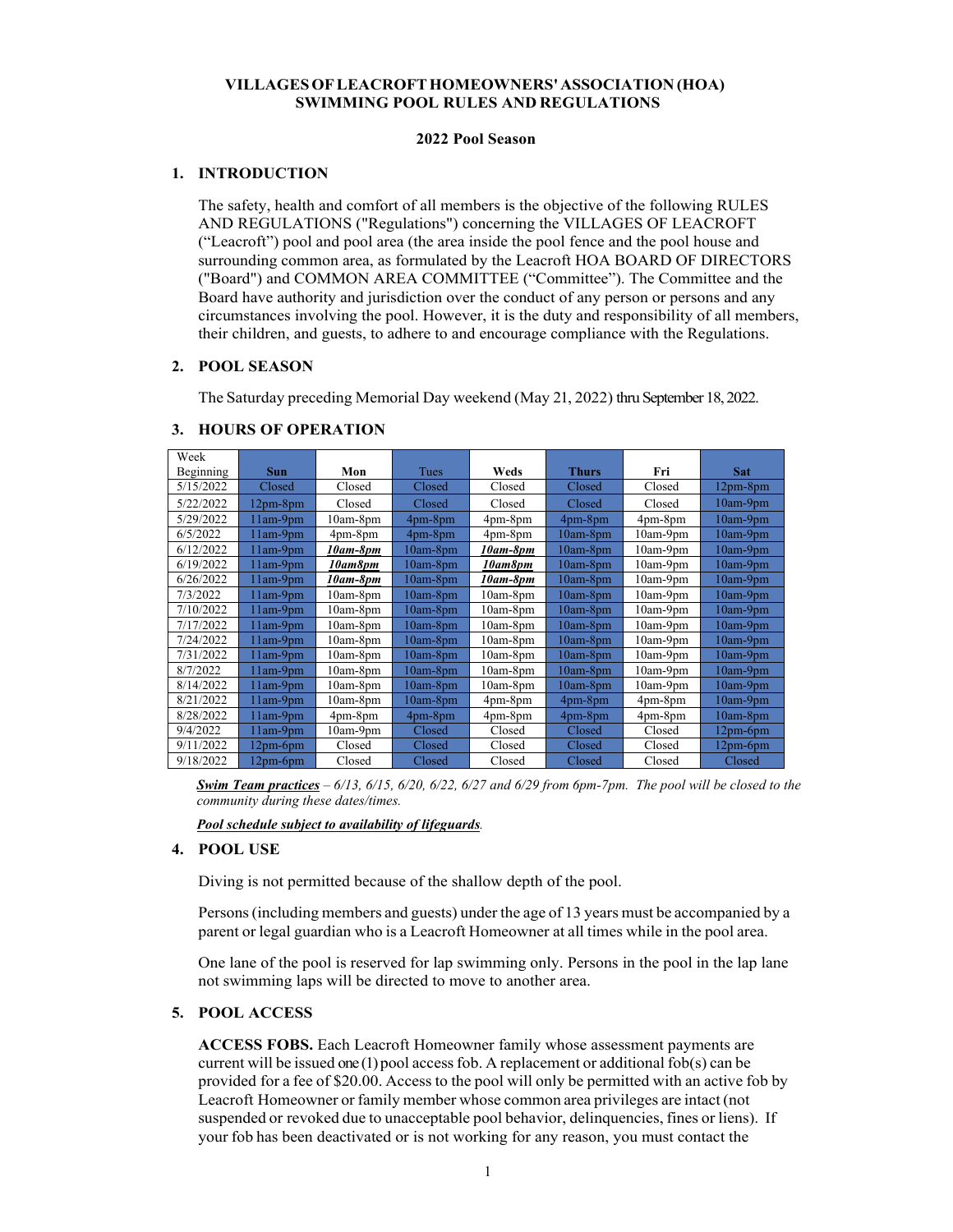**VILLAGES OF LEACROFT HOMEOWNERS' ASSOCIATION (HOA)**
**SWIMMING POOL RULES AND REGULATIONS**

**2022 Pool Season**

## 1. INTRODUCTION

The safety, health and comfort of all members is the objective of the following RULES AND REGULATIONS ("Regulations") concerning the VILLAGES OF LEACROFT ("Leacroft") pool and pool area (the area inside the pool fence and the pool house and surrounding common area, as formulated by the Leacroft HOA BOARD OF DIRECTORS ("Board") and COMMON AREA COMMITTEE ("Committee"). The Committee and the Board have authority and jurisdiction over the conduct of any person or persons and any circumstances involving the pool. However, it is the duty and responsibility of all members, their children, and guests, to adhere to and encourage compliance with the Regulations.

## 2. POOL SEASON

The Saturday preceding Memorial Day weekend (May 21, 2022) thru September 18, 2022.

## 3. HOURS OF OPERATION

| Week Beginning | Sun | Mon | Tues | Weds | Thurs | Fri | Sat |
|---|---|---|---|---|---|---|---|
| 5/15/2022 | Closed | Closed | Closed | Closed | Closed | Closed | 12pm-8pm |
| 5/22/2022 | 12pm-8pm | Closed | Closed | Closed | Closed | Closed | 10am-9pm |
| 5/29/2022 | 11am-9pm | 10am-8pm | 4pm-8pm | 4pm-8pm | 4pm-8pm | 4pm-8pm | 10am-9pm |
| 6/5/2022 | 11am-9pm | 4pm-8pm | 4pm-8pm | 4pm-8pm | 10am-8pm | 10am-9pm | 10am-9pm |
| 6/12/2022 | 11am-9pm | ***10am-8pm*** | 10am-8pm | ***10am-8pm*** | 10am-8pm | 10am-9pm | 10am-9pm |
| 6/19/2022 | 11am-9pm | ***10am8pm*** | 10am-8pm | ***10am8pm*** | 10am-8pm | 10am-9pm | 10am-9pm |
| 6/26/2022 | 11am-9pm | ***10am-8pm*** | 10am-8pm | ***10am-8pm*** | 10am-8pm | 10am-9pm | 10am-9pm |
| 7/3/2022 | 11am-9pm | 10am-8pm | 10am-8pm | 10am-8pm | 10am-8pm | 10am-9pm | 10am-9pm |
| 7/10/2022 | 11am-9pm | 10am-8pm | 10am-8pm | 10am-8pm | 10am-8pm | 10am-9pm | 10am-9pm |
| 7/17/2022 | 11am-9pm | 10am-8pm | 10am-8pm | 10am-8pm | 10am-8pm | 10am-9pm | 10am-9pm |
| 7/24/2022 | 11am-9pm | 10am-8pm | 10am-8pm | 10am-8pm | 10am-8pm | 10am-9pm | 10am-9pm |
| 7/31/2022 | 11am-9pm | 10am-8pm | 10am-8pm | 10am-8pm | 10am-8pm | 10am-9pm | 10am-9pm |
| 8/7/2022 | 11am-9pm | 10am-8pm | 10am-8pm | 10am-8pm | 10am-8pm | 10am-9pm | 10am-9pm |
| 8/14/2022 | 11am-9pm | 10am-8pm | 10am-8pm | 10am-8pm | 10am-8pm | 10am-9pm | 10am-9pm |
| 8/21/2022 | 11am-9pm | 10am-8pm | 10am-8pm | 4pm-8pm | 4pm-8pm | 4pm-8pm | 10am-9pm |
| 8/28/2022 | 11am-9pm | 4pm-8pm | 4pm-8pm | 4pm-8pm | 4pm-8pm | 4pm-8pm | 10am-8pm |
| 9/4/2022 | 11am-9pm | 10am-9pm | Closed | Closed | Closed | Closed | 12pm-6pm |
| 9/11/2022 | 12pm-6pm | Closed | Closed | Closed | Closed | Closed | 12pm-6pm |
| 9/18/2022 | 12pm-6pm | Closed | Closed | Closed | Closed | Closed | Closed |

***Swim Team practices** – 6/13, 6/15, 6/20, 6/22, 6/27 and 6/29 from 6pm-7pm. The pool will be closed to the community during these dates/times.*

***Pool schedule subject to availability of lifeguards**.*

## 4. POOL USE

Diving is not permitted because of the shallow depth of the pool.

Persons (including members and guests) under the age of 13 years must be accompanied by a parent or legal guardian who is a Leacroft Homeowner at all times while in the pool area.

One lane of the pool is reserved for lap swimming only. Persons in the pool in the lap lane not swimming laps will be directed to move to another area.

## 5. POOL ACCESS

**ACCESS FOBS.** Each Leacroft Homeowner family whose assessment payments are current will be issued one (1) pool access fob. A replacement or additional fob(s) can be provided for a fee of $20.00. Access to the pool will only be permitted with an active fob by Leacroft Homeowner or family member whose common area privileges are intact (not suspended or revoked due to unacceptable pool behavior, delinquencies, fines or liens). If your fob has been deactivated or is not working for any reason, you must contact the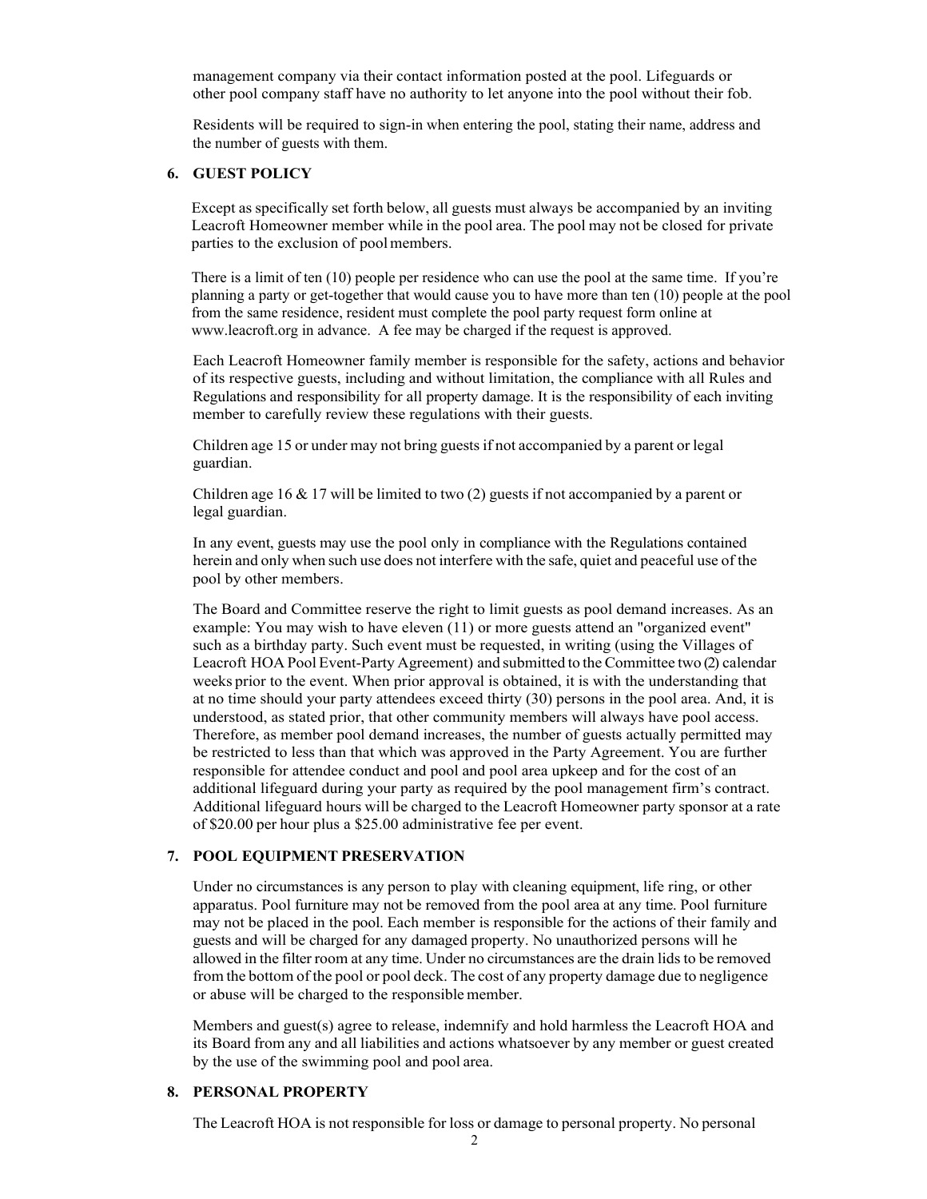management company via their contact information posted at the pool. Lifeguards or other pool company staff have no authority to let anyone into the pool without their fob.

Residents will be required to sign-in when entering the pool, stating their name, address and the number of guests with them.

## 6. GUEST POLICY

Except as specifically set forth below, all guests must always be accompanied by an inviting Leacroft Homeowner member while in the pool area. The pool may not be closed for private parties to the exclusion of pool members.

There is a limit of ten (10) people per residence who can use the pool at the same time. If you're planning a party or get-together that would cause you to have more than ten (10) people at the pool from the same residence, resident must complete the pool party request form online at www.leacroft.org in advance. A fee may be charged if the request is approved.

Each Leacroft Homeowner family member is responsible for the safety, actions and behavior of its respective guests, including and without limitation, the compliance with all Rules and Regulations and responsibility for all property damage. It is the responsibility of each inviting member to carefully review these regulations with their guests.

Children age 15 or under may not bring guests if not accompanied by a parent or legal guardian.

Children age 16 & 17 will be limited to two (2) guests if not accompanied by a parent or legal guardian.

In any event, guests may use the pool only in compliance with the Regulations contained herein and only when such use does not interfere with the safe, quiet and peaceful use of the pool by other members.

The Board and Committee reserve the right to limit guests as pool demand increases. As an example: You may wish to have eleven (11) or more guests attend an "organized event" such as a birthday party. Such event must be requested, in writing (using the Villages of Leacroft HOA Pool Event-Party Agreement) and submitted to the Committee two (2) calendar weeks prior to the event. When prior approval is obtained, it is with the understanding that at no time should your party attendees exceed thirty (30) persons in the pool area. And, it is understood, as stated prior, that other community members will always have pool access. Therefore, as member pool demand increases, the number of guests actually permitted may be restricted to less than that which was approved in the Party Agreement. You are further responsible for attendee conduct and pool and pool area upkeep and for the cost of an additional lifeguard during your party as required by the pool management firm's contract. Additional lifeguard hours will be charged to the Leacroft Homeowner party sponsor at a rate of $20.00 per hour plus a $25.00 administrative fee per event.

## 7. POOL EQUIPMENT PRESERVATION

Under no circumstances is any person to play with cleaning equipment, life ring, or other apparatus. Pool furniture may not be removed from the pool area at any time. Pool furniture may not be placed in the pool. Each member is responsible for the actions of their family and guests and will be charged for any damaged property. No unauthorized persons will he allowed in the filter room at any time. Under no circumstances are the drain lids to be removed from the bottom of the pool or pool deck. The cost of any property damage due to negligence or abuse will be charged to the responsible member.

Members and guest(s) agree to release, indemnify and hold harmless the Leacroft HOA and its Board from any and all liabilities and actions whatsoever by any member or guest created by the use of the swimming pool and pool area.

## 8. PERSONAL PROPERTY

The Leacroft HOA is not responsible for loss or damage to personal property. No personal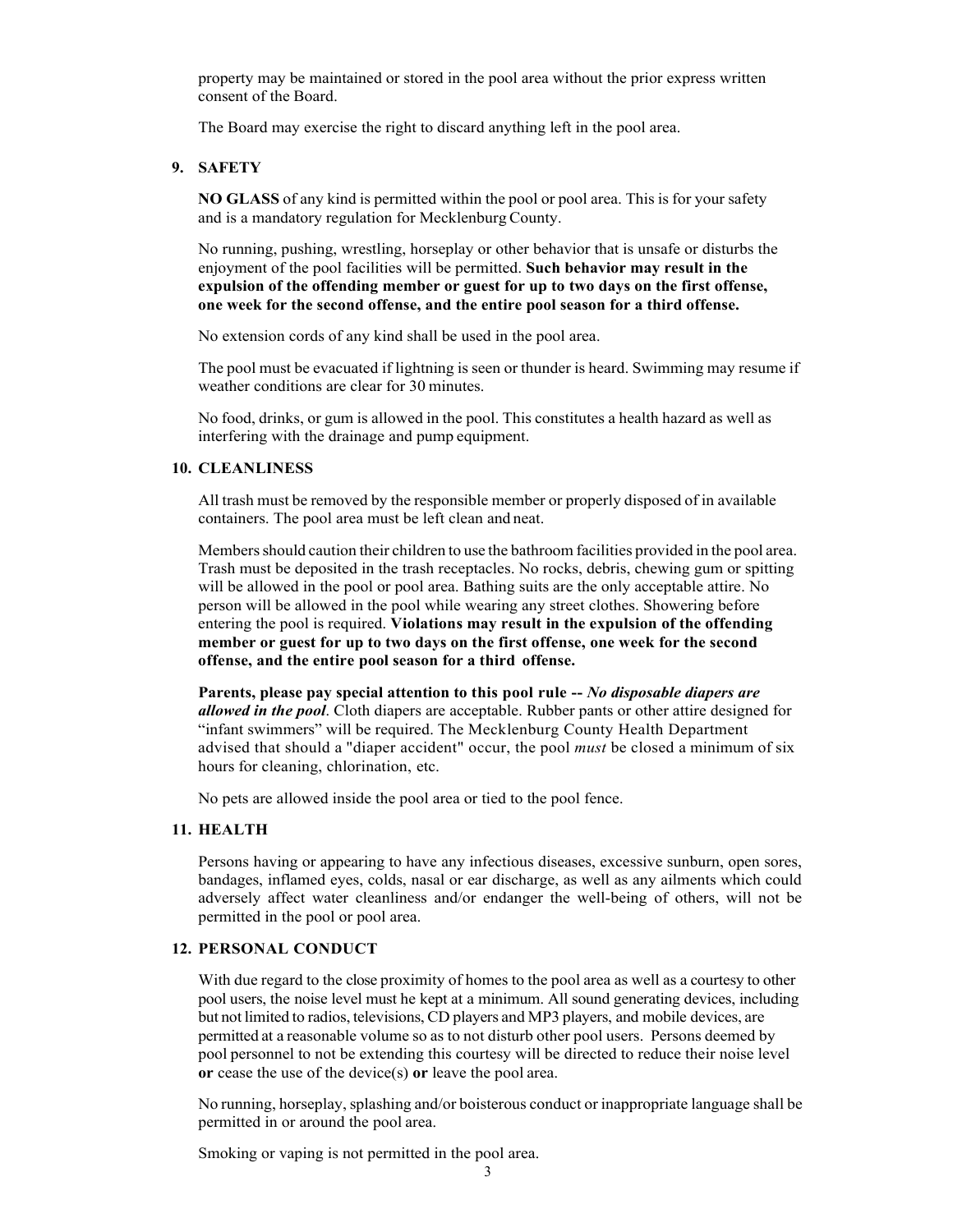property may be maintained or stored in the pool area without the prior express written consent of the Board.

The Board may exercise the right to discard anything left in the pool area.

## 9. SAFETY

**NO GLASS** of any kind is permitted within the pool or pool area. This is for your safety and is a mandatory regulation for Mecklenburg County.

No running, pushing, wrestling, horseplay or other behavior that is unsafe or disturbs the enjoyment of the pool facilities will be permitted. **Such behavior may result in the expulsion of the offending member or guest for up to two days on the first offense, one week for the second offense, and the entire pool season for a third offense.**

No extension cords of any kind shall be used in the pool area.

The pool must be evacuated if lightning is seen or thunder is heard. Swimming may resume if weather conditions are clear for 30 minutes.

No food, drinks, or gum is allowed in the pool. This constitutes a health hazard as well as interfering with the drainage and pump equipment.

## 10. CLEANLINESS

All trash must be removed by the responsible member or properly disposed of in available containers. The pool area must be left clean and neat.

Members should caution their children to use the bathroom facilities provided in the pool area. Trash must be deposited in the trash receptacles. No rocks, debris, chewing gum or spitting will be allowed in the pool or pool area. Bathing suits are the only acceptable attire. No person will be allowed in the pool while wearing any street clothes. Showering before entering the pool is required. **Violations may result in the expulsion of the offending member or guest for up to two days on the first offense, one week for the second offense, and the entire pool season for a third offense.**

**Parents, please pay special attention to this pool rule --** ***No disposable diapers are allowed in the pool***. Cloth diapers are acceptable. Rubber pants or other attire designed for "infant swimmers" will be required. The Mecklenburg County Health Department advised that should a "diaper accident" occur, the pool *must* be closed a minimum of six hours for cleaning, chlorination, etc.

No pets are allowed inside the pool area or tied to the pool fence.

## 11. HEALTH

Persons having or appearing to have any infectious diseases, excessive sunburn, open sores, bandages, inflamed eyes, colds, nasal or ear discharge, as well as any ailments which could adversely affect water cleanliness and/or endanger the well-being of others, will not be permitted in the pool or pool area.

## 12. PERSONAL CONDUCT

With due regard to the close proximity of homes to the pool area as well as a courtesy to other pool users, the noise level must he kept at a minimum. All sound generating devices, including but not limited to radios, televisions, CD players and MP3 players, and mobile devices, are permitted at a reasonable volume so as to not disturb other pool users. Persons deemed by pool personnel to not be extending this courtesy will be directed to reduce their noise level **or** cease the use of the device(s) **or** leave the pool area.

No running, horseplay, splashing and/or boisterous conduct or inappropriate language shall be permitted in or around the pool area.

Smoking or vaping is not permitted in the pool area.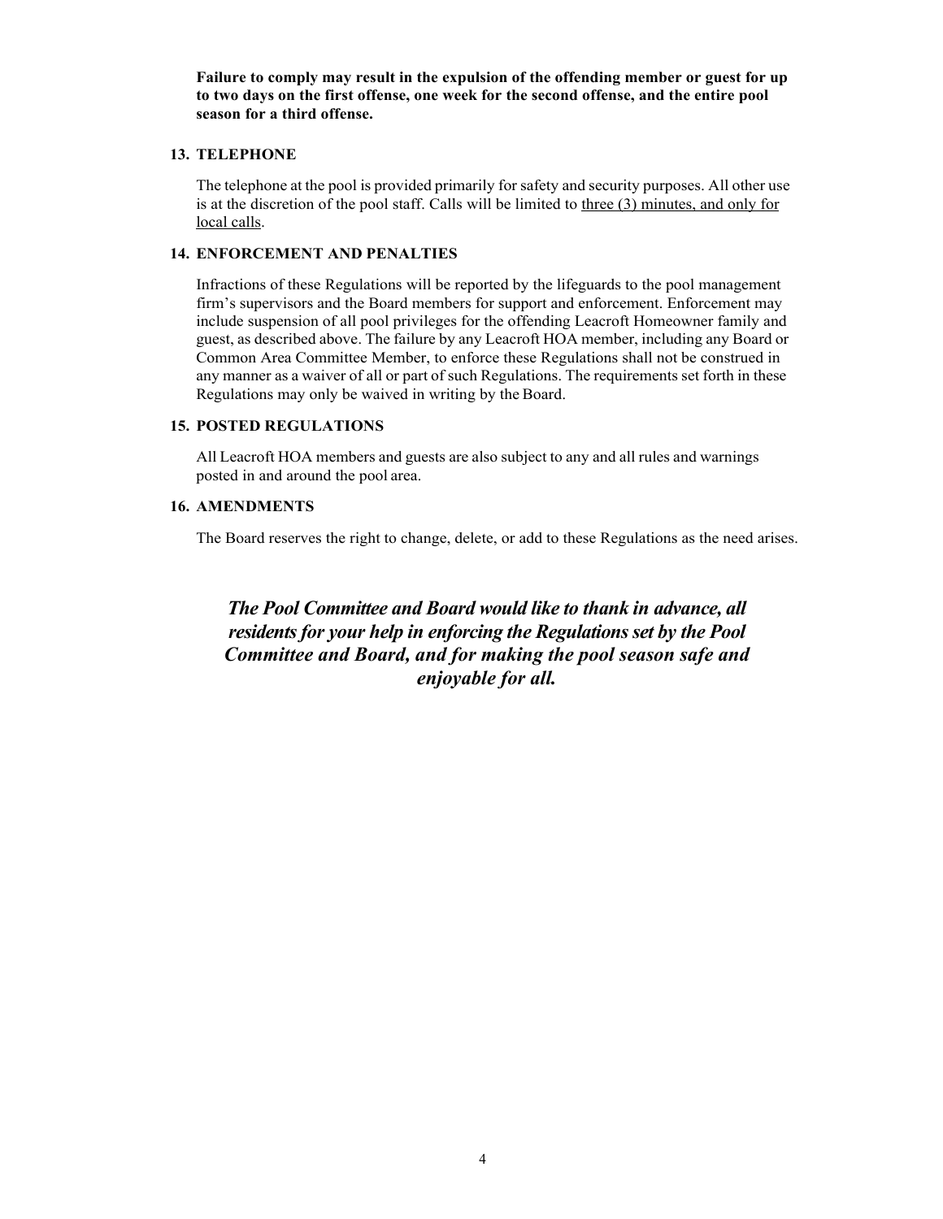**Failure to comply may result in the expulsion of the offending member or guest for up to two days on the first offense, one week for the second offense, and the entire pool season for a third offense.**

## 13. TELEPHONE

The telephone at the pool is provided primarily for safety and security purposes. All other use is at the discretion of the pool staff. Calls will be limited to <u>three (3) minutes, and only for local calls</u>.

## 14. ENFORCEMENT AND PENALTIES

Infractions of these Regulations will be reported by the lifeguards to the pool management firm's supervisors and the Board members for support and enforcement. Enforcement may include suspension of all pool privileges for the offending Leacroft Homeowner family and guest, as described above. The failure by any Leacroft HOA member, including any Board or Common Area Committee Member, to enforce these Regulations shall not be construed in any manner as a waiver of all or part of such Regulations. The requirements set forth in these Regulations may only be waived in writing by the Board.

## 15. POSTED REGULATIONS

All Leacroft HOA members and guests are also subject to any and all rules and warnings posted in and around the pool area.

## 16. AMENDMENTS

The Board reserves the right to change, delete, or add to these Regulations as the need arises.

***The Pool Committee and Board would like to thank in advance, all residents for your help in enforcing the Regulations set by the Pool Committee and Board, and for making the pool season safe and enjoyable for all.***